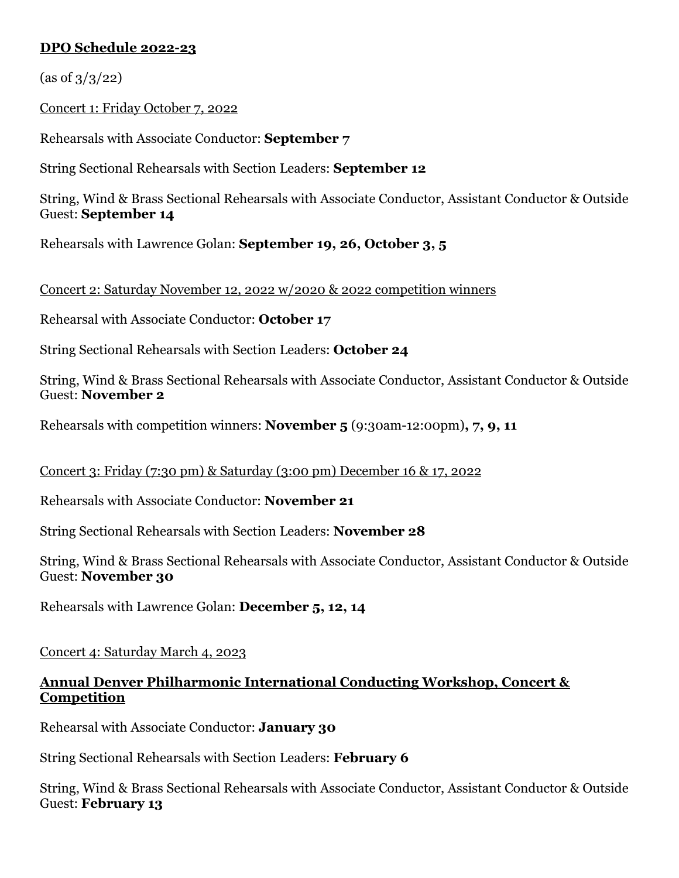**<u>DPO Schedule 2022-23</u>**

(as of 3/3/22)

<u>Concert 1: Friday October 7, 2022</u>

Rehearsals with Associate Conductor: **September 7**

String Sectional Rehearsals with Section Leaders: **September 12**

String, Wind & Brass Sectional Rehearsals with Associate Conductor, Assistant Conductor & Outside Guest: **September 14**

Rehearsals with Lawrence Golan: **September 19, 26, October 3, 5**

<u>Concert 2: Saturday November 12, 2022 w/2020 & 2022 competition winners</u>

Rehearsal with Associate Conductor: **October 17**

String Sectional Rehearsals with Section Leaders: **October 24**

String, Wind & Brass Sectional Rehearsals with Associate Conductor, Assistant Conductor & Outside Guest: **November 2**

Rehearsals with competition winners: **November 5** (9:30am-12:00pm)**, 7, 9, 11**

<u>Concert 3: Friday (7:30 pm) & Saturday (3:00 pm) December 16 & 17, 2022</u>

Rehearsals with Associate Conductor: **November 21**

String Sectional Rehearsals with Section Leaders: **November 28**

String, Wind & Brass Sectional Rehearsals with Associate Conductor, Assistant Conductor & Outside Guest: **November 30**

Rehearsals with Lawrence Golan: **December 5, 12, 14**

<u>Concert 4: Saturday March 4, 2023</u>

**<u>Annual Denver Philharmonic International Conducting Workshop, Concert & Competition</u>**

Rehearsal with Associate Conductor: **January 30**

String Sectional Rehearsals with Section Leaders: **February 6**

String, Wind & Brass Sectional Rehearsals with Associate Conductor, Assistant Conductor & Outside Guest: **February 13**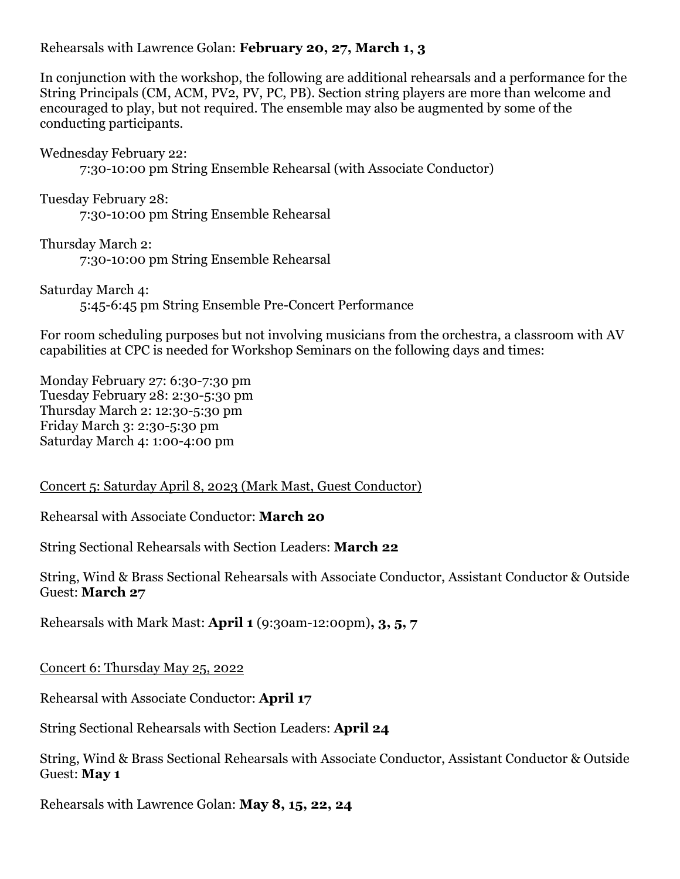Rehearsals with Lawrence Golan: **February 20, 27, March 1, 3**

In conjunction with the workshop, the following are additional rehearsals and a performance for the String Principals (CM, ACM, PV2, PV, PC, PB). Section string players are more than welcome and encouraged to play, but not required. The ensemble may also be augmented by some of the conducting participants.

Wednesday February 22:
  7:30-10:00 pm String Ensemble Rehearsal (with Associate Conductor)

Tuesday February 28:
  7:30-10:00 pm String Ensemble Rehearsal

Thursday March 2:
  7:30-10:00 pm String Ensemble Rehearsal

Saturday March 4:
  5:45-6:45 pm String Ensemble Pre-Concert Performance

For room scheduling purposes but not involving musicians from the orchestra, a classroom with AV capabilities at CPC is needed for Workshop Seminars on the following days and times:

Monday February 27: 6:30-7:30 pm
Tuesday February 28: 2:30-5:30 pm
Thursday March 2: 12:30-5:30 pm
Friday March 3: 2:30-5:30 pm
Saturday March 4: 1:00-4:00 pm

<u>Concert 5: Saturday April 8, 2023 (Mark Mast, Guest Conductor)</u>

Rehearsal with Associate Conductor: **March 20**

String Sectional Rehearsals with Section Leaders: **March 22**

String, Wind & Brass Sectional Rehearsals with Associate Conductor, Assistant Conductor & Outside Guest: **March 27**

Rehearsals with Mark Mast: **April 1** (9:30am-12:00pm)**, 3, 5, 7**

<u>Concert 6: Thursday May 25, 2022</u>

Rehearsal with Associate Conductor: **April 17**

String Sectional Rehearsals with Section Leaders: **April 24**

String, Wind & Brass Sectional Rehearsals with Associate Conductor, Assistant Conductor & Outside Guest: **May 1**

Rehearsals with Lawrence Golan: **May 8, 15, 22, 24**